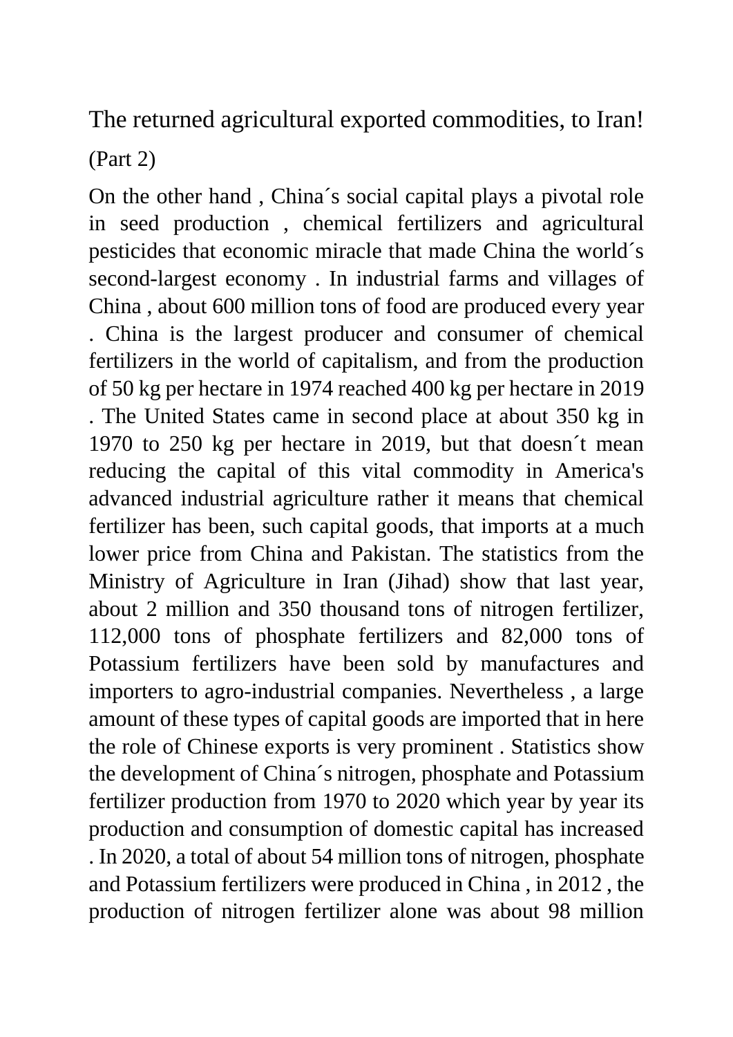# The returned agricultural exported commodities, to Iran!

(Part 2)

On the other hand , China´s social capital plays a pivotal role in seed production , chemical fertilizers and agricultural pesticides that economic miracle that made China the world´s second-largest economy . In industrial farms and villages of China , about 600 million tons of food are produced every year . China is the largest producer and consumer of chemical fertilizers in the world of capitalism, and from the production of 50 kg per hectare in 1974 reached 400 kg per hectare in 2019 . The United States came in second place at about 350 kg in 1970 to 250 kg per hectare in 2019, but that doesn´t mean reducing the capital of this vital commodity in America's advanced industrial agriculture rather it means that chemical fertilizer has been, such capital goods, that imports at a much lower price from China and Pakistan. The statistics from the Ministry of Agriculture in Iran (Jihad) show that last year, about 2 million and 350 thousand tons of nitrogen fertilizer, 112,000 tons of phosphate fertilizers and 82,000 tons of Potassium fertilizers have been sold by manufactures and importers to agro-industrial companies. Nevertheless , a large amount of these types of capital goods are imported that in here the role of Chinese exports is very prominent . Statistics show the development of China´s nitrogen, phosphate and Potassium fertilizer production from 1970 to 2020 which year by year its production and consumption of domestic capital has increased . In 2020, a total of about 54 million tons of nitrogen, phosphate and Potassium fertilizers were produced in China , in 2012 , the production of nitrogen fertilizer alone was about 98 million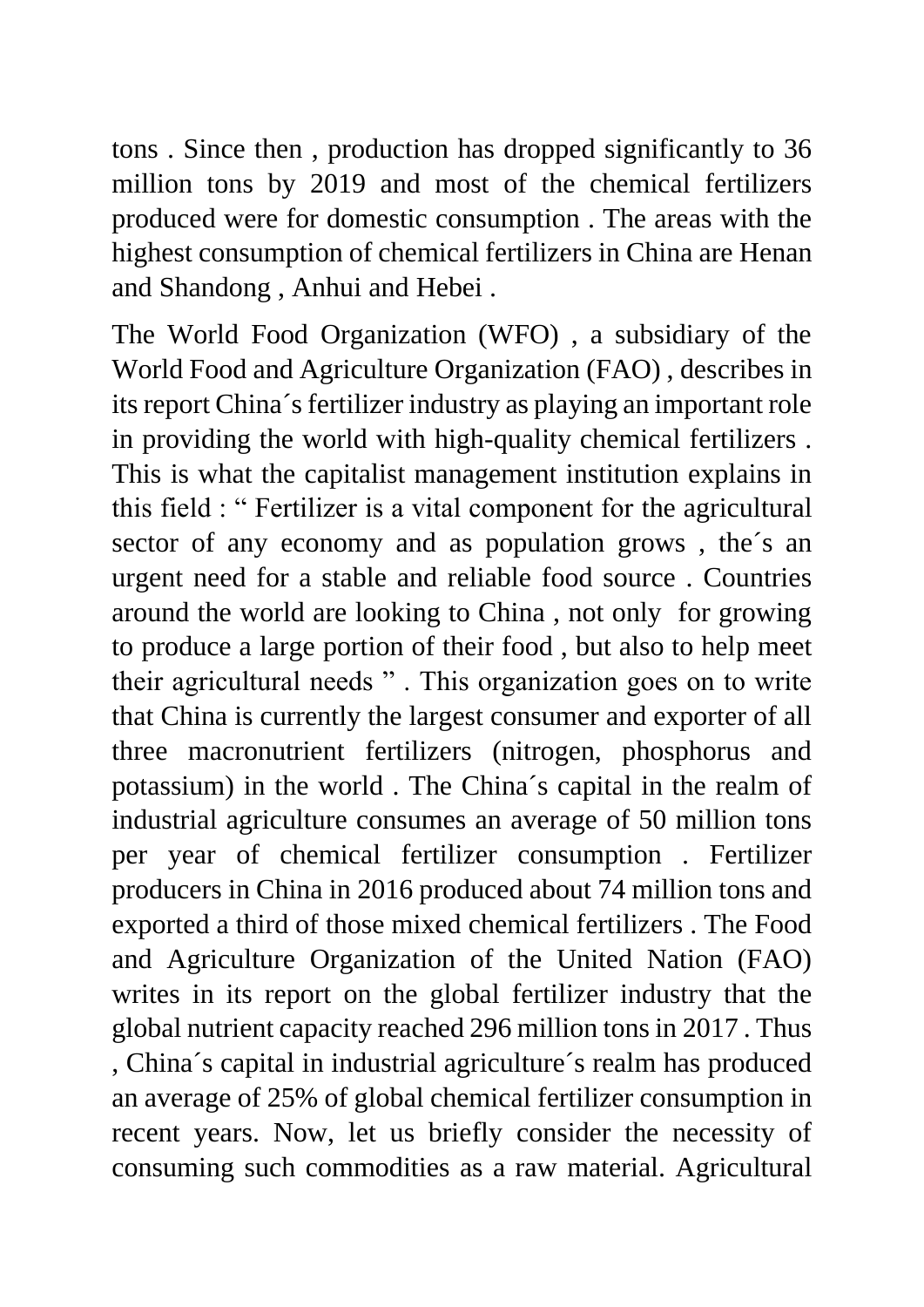tons . Since then , production has dropped significantly to 36 million tons by 2019 and most of the chemical fertilizers produced were for domestic consumption . The areas with the highest consumption of chemical fertilizers in China are Henan and Shandong , Anhui and Hebei .

The World Food Organization (WFO) , a subsidiary of the World Food and Agriculture Organization (FAO) , describes in its report China´s fertilizer industry as playing an important role in providing the world with high-quality chemical fertilizers . This is what the capitalist management institution explains in this field : " Fertilizer is a vital component for the agricultural sector of any economy and as population grows , the´s an urgent need for a stable and reliable food source . Countries around the world are looking to China , not only for growing to produce a large portion of their food , but also to help meet their agricultural needs " . This organization goes on to write that China is currently the largest consumer and exporter of all three macronutrient fertilizers (nitrogen, phosphorus and potassium) in the world . The China´s capital in the realm of industrial agriculture consumes an average of 50 million tons per year of chemical fertilizer consumption . Fertilizer producers in China in 2016 produced about 74 million tons and exported a third of those mixed chemical fertilizers . The Food and Agriculture Organization of the United Nation (FAO) writes in its report on the global fertilizer industry that the global nutrient capacity reached 296 million tons in 2017 . Thus , China´s capital in industrial agriculture´s realm has produced an average of 25% of global chemical fertilizer consumption in recent years. Now, let us briefly consider the necessity of consuming such commodities as a raw material. Agricultural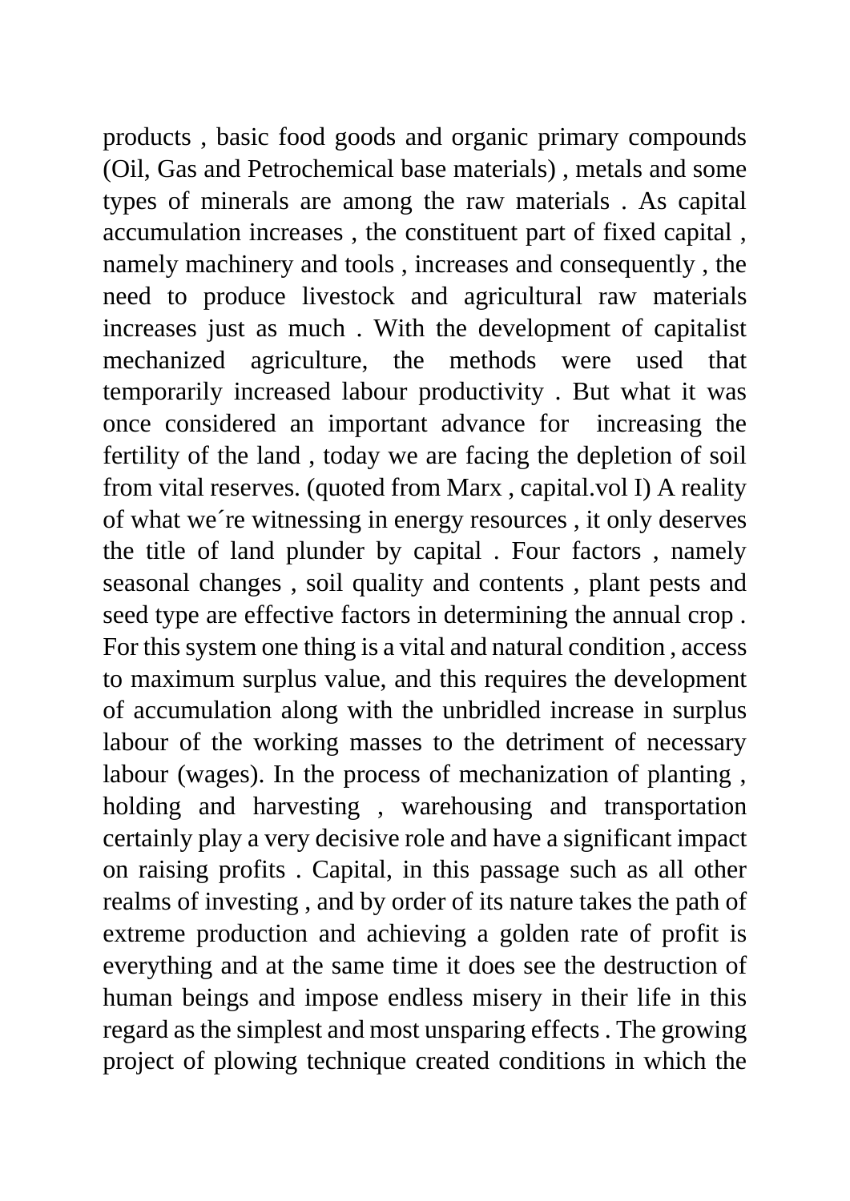products , basic food goods and organic primary compounds (Oil, Gas and Petrochemical base materials) , metals and some types of minerals are among the raw materials . As capital accumulation increases , the constituent part of fixed capital , namely machinery and tools , increases and consequently , the need to produce livestock and agricultural raw materials increases just as much . With the development of capitalist mechanized agriculture, the methods were used that temporarily increased labour productivity . But what it was once considered an important advance for increasing the fertility of the land , today we are facing the depletion of soil from vital reserves. (quoted from Marx , capital.vol I) A reality of what we´re witnessing in energy resources , it only deserves the title of land plunder by capital . Four factors , namely seasonal changes , soil quality and contents , plant pests and seed type are effective factors in determining the annual crop . For this system one thing is a vital and natural condition , access to maximum surplus value, and this requires the development of accumulation along with the unbridled increase in surplus labour of the working masses to the detriment of necessary labour (wages). In the process of mechanization of planting , holding and harvesting , warehousing and transportation certainly play a very decisive role and have a significant impact on raising profits . Capital, in this passage such as all other realms of investing , and by order of its nature takes the path of extreme production and achieving a golden rate of profit is everything and at the same time it does see the destruction of human beings and impose endless misery in their life in this regard as the simplest and most unsparing effects . The growing project of plowing technique created conditions in which the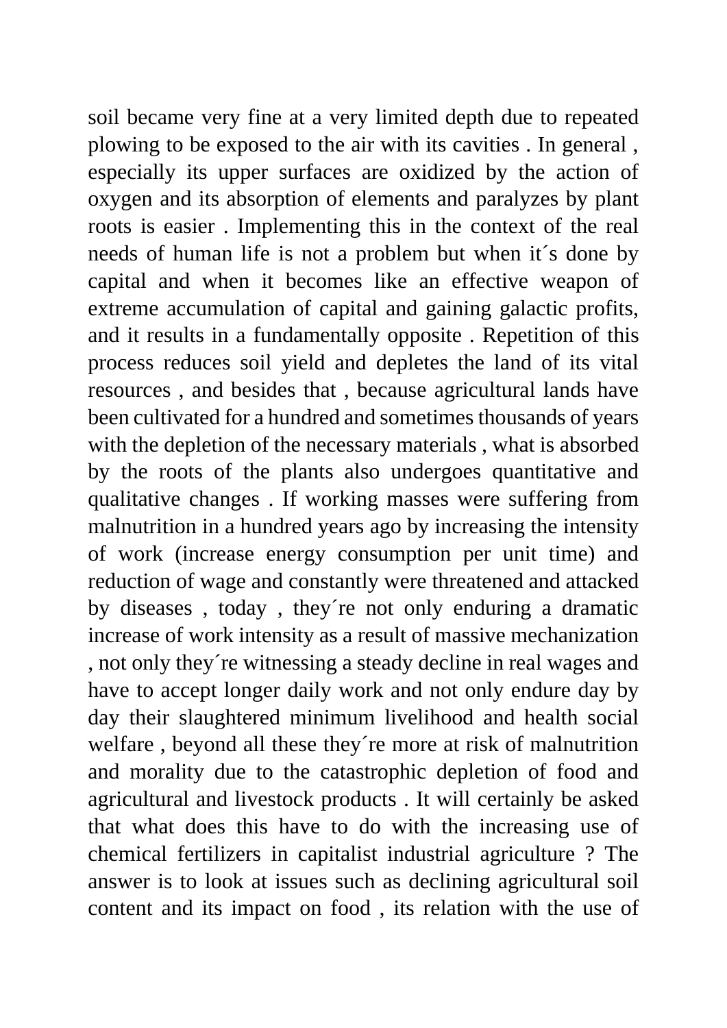soil became very fine at a very limited depth due to repeated plowing to be exposed to the air with its cavities . In general , especially its upper surfaces are oxidized by the action of oxygen and its absorption of elements and paralyzes by plant roots is easier . Implementing this in the context of the real needs of human life is not a problem but when it´s done by capital and when it becomes like an effective weapon of extreme accumulation of capital and gaining galactic profits, and it results in a fundamentally opposite . Repetition of this process reduces soil yield and depletes the land of its vital resources , and besides that , because agricultural lands have been cultivated for a hundred and sometimes thousands of years with the depletion of the necessary materials , what is absorbed by the roots of the plants also undergoes quantitative and qualitative changes . If working masses were suffering from malnutrition in a hundred years ago by increasing the intensity of work (increase energy consumption per unit time) and reduction of wage and constantly were threatened and attacked by diseases , today , they´re not only enduring a dramatic increase of work intensity as a result of massive mechanization , not only they´re witnessing a steady decline in real wages and have to accept longer daily work and not only endure day by day their slaughtered minimum livelihood and health social welfare , beyond all these they´re more at risk of malnutrition and morality due to the catastrophic depletion of food and agricultural and livestock products . It will certainly be asked that what does this have to do with the increasing use of chemical fertilizers in capitalist industrial agriculture ? The answer is to look at issues such as declining agricultural soil content and its impact on food , its relation with the use of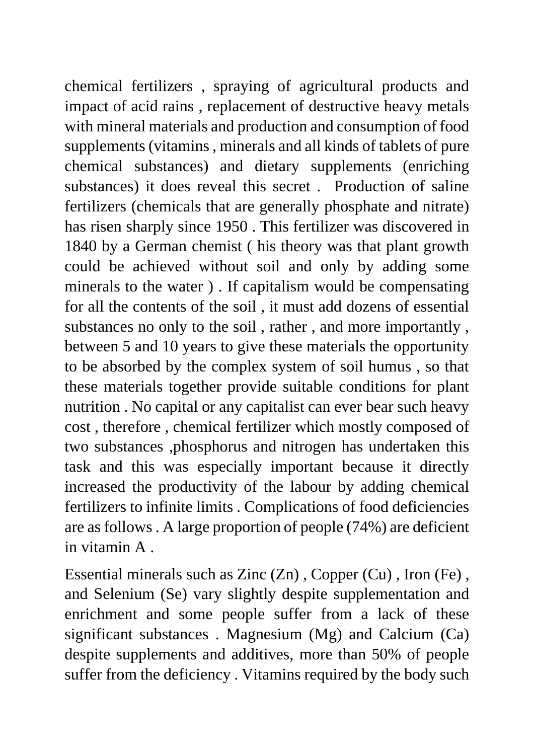chemical fertilizers , spraying of agricultural products and impact of acid rains , replacement of destructive heavy metals with mineral materials and production and consumption of food supplements (vitamins , minerals and all kinds of tablets of pure chemical substances) and dietary supplements (enriching substances) it does reveal this secret . Production of saline fertilizers (chemicals that are generally phosphate and nitrate) has risen sharply since 1950 . This fertilizer was discovered in 1840 by a German chemist ( his theory was that plant growth could be achieved without soil and only by adding some minerals to the water ) . If capitalism would be compensating for all the contents of the soil , it must add dozens of essential substances no only to the soil , rather , and more importantly , between 5 and 10 years to give these materials the opportunity to be absorbed by the complex system of soil humus , so that these materials together provide suitable conditions for plant nutrition . No capital or any capitalist can ever bear such heavy cost , therefore , chemical fertilizer which mostly composed of two substances ,phosphorus and nitrogen has undertaken this task and this was especially important because it directly increased the productivity of the labour by adding chemical fertilizers to infinite limits . Complications of food deficiencies are as follows . A large proportion of people (74%) are deficient in vitamin A .

Essential minerals such as Zinc (Zn) , Copper (Cu) , Iron (Fe) , and Selenium (Se) vary slightly despite supplementation and enrichment and some people suffer from a lack of these significant substances . Magnesium (Mg) and Calcium (Ca) despite supplements and additives, more than 50% of people suffer from the deficiency . Vitamins required by the body such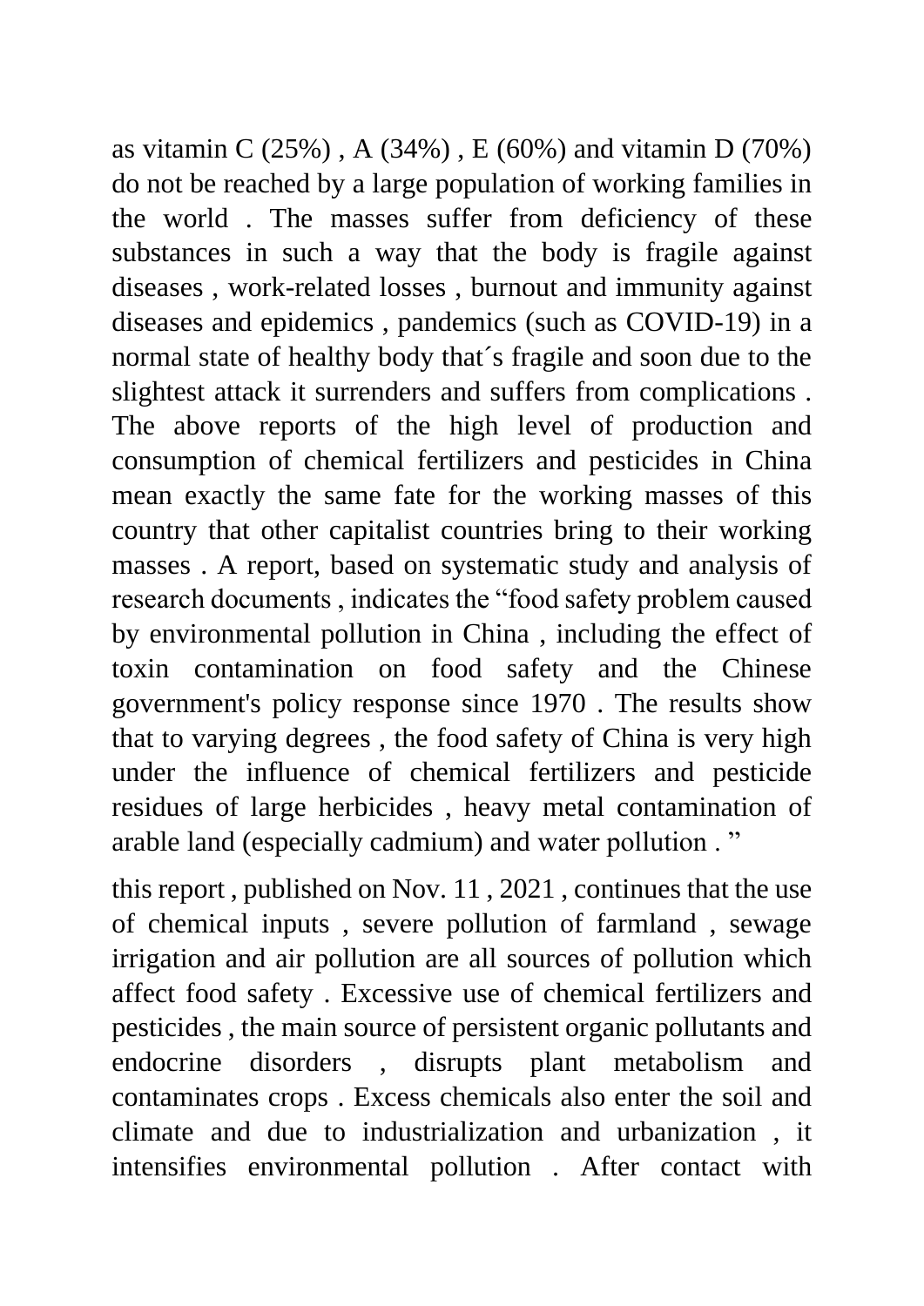as vitamin C (25%) , A (34%) , E (60%) and vitamin D (70%) do not be reached by a large population of working families in the world . The masses suffer from deficiency of these substances in such a way that the body is fragile against diseases , work-related losses , burnout and immunity against diseases and epidemics , pandemics (such as COVID-19) in a normal state of healthy body that´s fragile and soon due to the slightest attack it surrenders and suffers from complications . The above reports of the high level of production and consumption of chemical fertilizers and pesticides in China mean exactly the same fate for the working masses of this country that other capitalist countries bring to their working masses . A report, based on systematic study and analysis of research documents , indicates the "food safety problem caused by environmental pollution in China , including the effect of toxin contamination on food safety and the Chinese government's policy response since 1970 . The results show that to varying degrees , the food safety of China is very high under the influence of chemical fertilizers and pesticide residues of large herbicides , heavy metal contamination of arable land (especially cadmium) and water pollution . "

this report , published on Nov. 11 , 2021 , continues that the use of chemical inputs , severe pollution of farmland , sewage irrigation and air pollution are all sources of pollution which affect food safety . Excessive use of chemical fertilizers and pesticides , the main source of persistent organic pollutants and endocrine disorders , disrupts plant metabolism and contaminates crops . Excess chemicals also enter the soil and climate and due to industrialization and urbanization , it intensifies environmental pollution . After contact with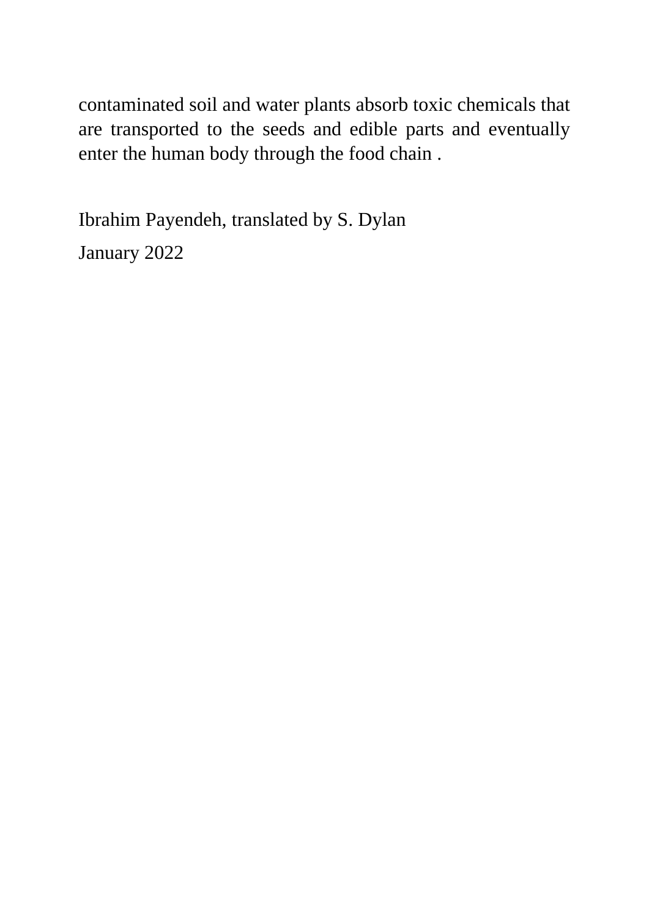contaminated soil and water plants absorb toxic chemicals that are transported to the seeds and edible parts and eventually enter the human body through the food chain .

Ibrahim Payendeh, translated by S. Dylan

January 2022